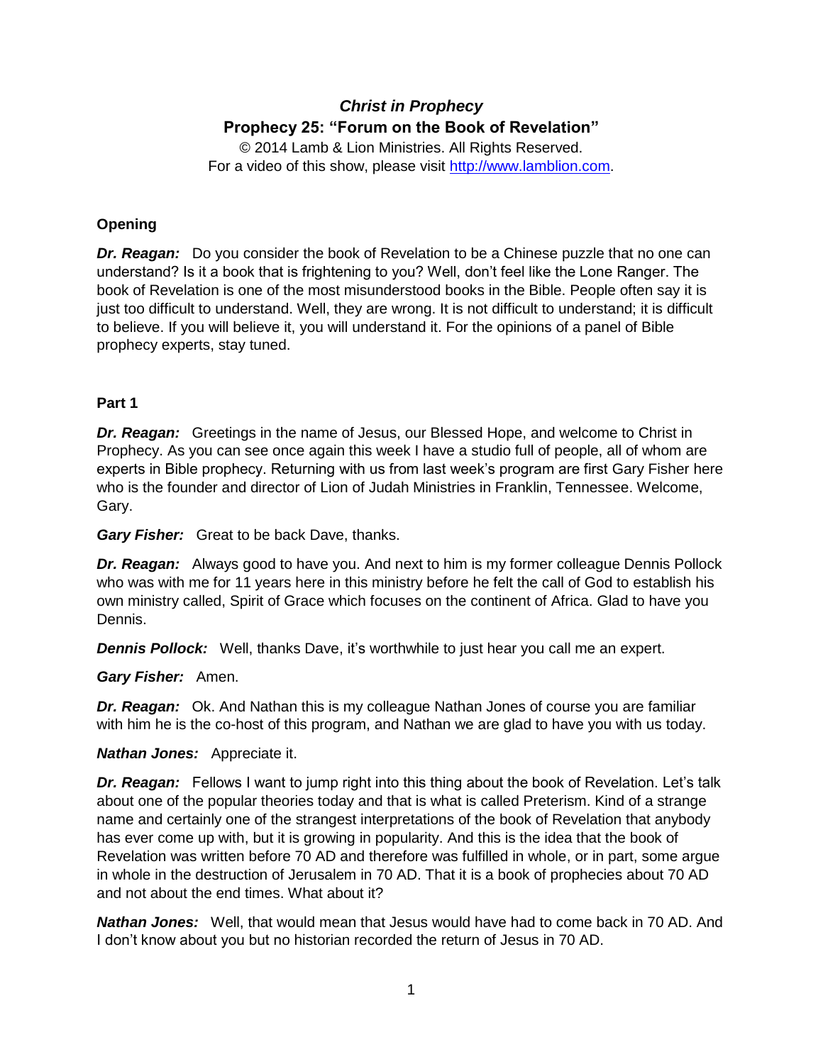# *Christ in Prophecy*

## Prophecy 25: "Forum on the Book of Revelation"

© 2014 Lamb & Lion Ministries. All Rights Reserved.
For a video of this show, please visit http://www.lamblion.com.

### Opening

***Dr. Reagan:*** Do you consider the book of Revelation to be a Chinese puzzle that no one can understand? Is it a book that is frightening to you? Well, don't feel like the Lone Ranger. The book of Revelation is one of the most misunderstood books in the Bible. People often say it is just too difficult to understand. Well, they are wrong. It is not difficult to understand; it is difficult to believe. If you will believe it, you will understand it. For the opinions of a panel of Bible prophecy experts, stay tuned.

### Part 1

***Dr. Reagan:*** Greetings in the name of Jesus, our Blessed Hope, and welcome to Christ in Prophecy. As you can see once again this week I have a studio full of people, all of whom are experts in Bible prophecy. Returning with us from last week's program are first Gary Fisher here who is the founder and director of Lion of Judah Ministries in Franklin, Tennessee. Welcome, Gary.

***Gary Fisher:*** Great to be back Dave, thanks.

***Dr. Reagan:*** Always good to have you. And next to him is my former colleague Dennis Pollock who was with me for 11 years here in this ministry before he felt the call of God to establish his own ministry called, Spirit of Grace which focuses on the continent of Africa. Glad to have you Dennis.

***Dennis Pollock:*** Well, thanks Dave, it's worthwhile to just hear you call me an expert.

***Gary Fisher:*** Amen.

***Dr. Reagan:*** Ok. And Nathan this is my colleague Nathan Jones of course you are familiar with him he is the co-host of this program, and Nathan we are glad to have you with us today.

***Nathan Jones:*** Appreciate it.

***Dr. Reagan:*** Fellows I want to jump right into this thing about the book of Revelation. Let's talk about one of the popular theories today and that is what is called Preterism. Kind of a strange name and certainly one of the strangest interpretations of the book of Revelation that anybody has ever come up with, but it is growing in popularity. And this is the idea that the book of Revelation was written before 70 AD and therefore was fulfilled in whole, or in part, some argue in whole in the destruction of Jerusalem in 70 AD. That it is a book of prophecies about 70 AD and not about the end times. What about it?

***Nathan Jones:*** Well, that would mean that Jesus would have had to come back in 70 AD. And I don't know about you but no historian recorded the return of Jesus in 70 AD.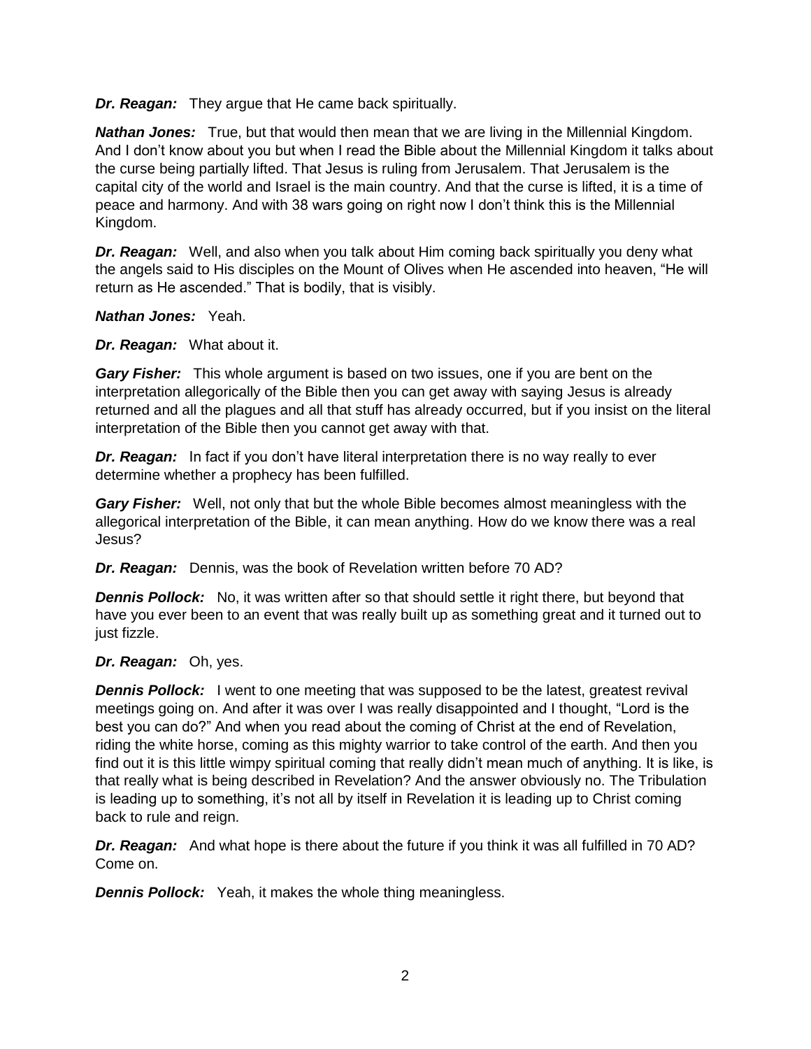***Dr. Reagan:*** They argue that He came back spiritually.

***Nathan Jones:*** True, but that would then mean that we are living in the Millennial Kingdom. And I don't know about you but when I read the Bible about the Millennial Kingdom it talks about the curse being partially lifted. That Jesus is ruling from Jerusalem. That Jerusalem is the capital city of the world and Israel is the main country. And that the curse is lifted, it is a time of peace and harmony. And with 38 wars going on right now I don't think this is the Millennial Kingdom.

***Dr. Reagan:*** Well, and also when you talk about Him coming back spiritually you deny what the angels said to His disciples on the Mount of Olives when He ascended into heaven, "He will return as He ascended." That is bodily, that is visibly.

***Nathan Jones:*** Yeah.

***Dr. Reagan:*** What about it.

***Gary Fisher:*** This whole argument is based on two issues, one if you are bent on the interpretation allegorically of the Bible then you can get away with saying Jesus is already returned and all the plagues and all that stuff has already occurred, but if you insist on the literal interpretation of the Bible then you cannot get away with that.

***Dr. Reagan:*** In fact if you don't have literal interpretation there is no way really to ever determine whether a prophecy has been fulfilled.

***Gary Fisher:*** Well, not only that but the whole Bible becomes almost meaningless with the allegorical interpretation of the Bible, it can mean anything. How do we know there was a real Jesus?

***Dr. Reagan:*** Dennis, was the book of Revelation written before 70 AD?

***Dennis Pollock:*** No, it was written after so that should settle it right there, but beyond that have you ever been to an event that was really built up as something great and it turned out to just fizzle.

***Dr. Reagan:*** Oh, yes.

***Dennis Pollock:*** I went to one meeting that was supposed to be the latest, greatest revival meetings going on. And after it was over I was really disappointed and I thought, "Lord is the best you can do?" And when you read about the coming of Christ at the end of Revelation, riding the white horse, coming as this mighty warrior to take control of the earth. And then you find out it is this little wimpy spiritual coming that really didn't mean much of anything. It is like, is that really what is being described in Revelation? And the answer obviously no. The Tribulation is leading up to something, it's not all by itself in Revelation it is leading up to Christ coming back to rule and reign.

***Dr. Reagan:*** And what hope is there about the future if you think it was all fulfilled in 70 AD? Come on.

***Dennis Pollock:*** Yeah, it makes the whole thing meaningless.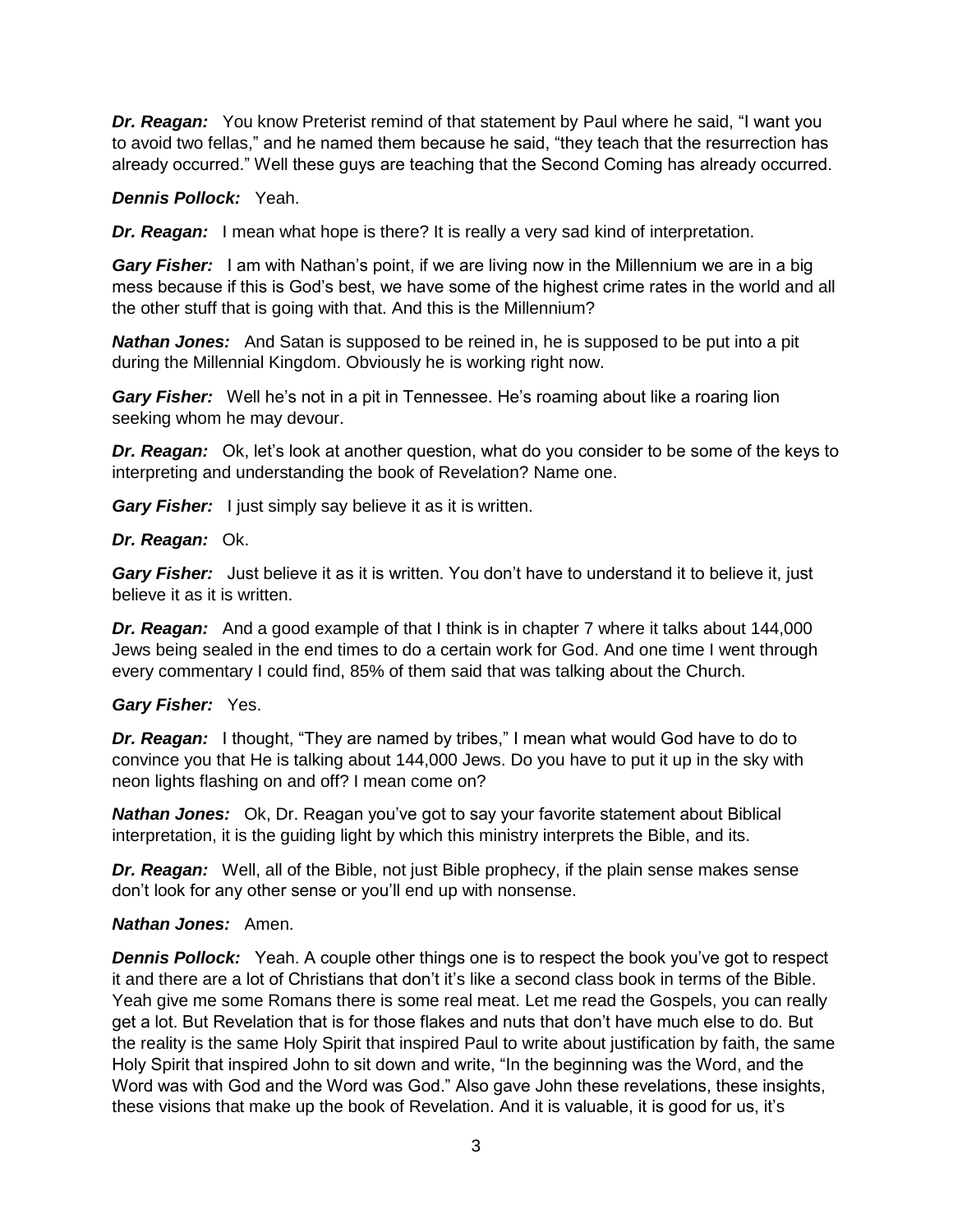***Dr. Reagan:*** You know Preterist remind of that statement by Paul where he said, "I want you to avoid two fellas," and he named them because he said, "they teach that the resurrection has already occurred." Well these guys are teaching that the Second Coming has already occurred.

***Dennis Pollock:*** Yeah.

***Dr. Reagan:*** I mean what hope is there? It is really a very sad kind of interpretation.

***Gary Fisher:*** I am with Nathan's point, if we are living now in the Millennium we are in a big mess because if this is God's best, we have some of the highest crime rates in the world and all the other stuff that is going with that. And this is the Millennium?

***Nathan Jones:*** And Satan is supposed to be reined in, he is supposed to be put into a pit during the Millennial Kingdom. Obviously he is working right now.

***Gary Fisher:*** Well he's not in a pit in Tennessee. He's roaming about like a roaring lion seeking whom he may devour.

***Dr. Reagan:*** Ok, let's look at another question, what do you consider to be some of the keys to interpreting and understanding the book of Revelation? Name one.

***Gary Fisher:*** I just simply say believe it as it is written.

***Dr. Reagan:*** Ok.

***Gary Fisher:*** Just believe it as it is written. You don't have to understand it to believe it, just believe it as it is written.

***Dr. Reagan:*** And a good example of that I think is in chapter 7 where it talks about 144,000 Jews being sealed in the end times to do a certain work for God. And one time I went through every commentary I could find, 85% of them said that was talking about the Church.

***Gary Fisher:*** Yes.

***Dr. Reagan:*** I thought, "They are named by tribes," I mean what would God have to do to convince you that He is talking about 144,000 Jews. Do you have to put it up in the sky with neon lights flashing on and off? I mean come on?

***Nathan Jones:*** Ok, Dr. Reagan you've got to say your favorite statement about Biblical interpretation, it is the guiding light by which this ministry interprets the Bible, and its.

***Dr. Reagan:*** Well, all of the Bible, not just Bible prophecy, if the plain sense makes sense don't look for any other sense or you'll end up with nonsense.

***Nathan Jones:*** Amen.

***Dennis Pollock:*** Yeah. A couple other things one is to respect the book you've got to respect it and there are a lot of Christians that don't it's like a second class book in terms of the Bible. Yeah give me some Romans there is some real meat. Let me read the Gospels, you can really get a lot. But Revelation that is for those flakes and nuts that don't have much else to do. But the reality is the same Holy Spirit that inspired Paul to write about justification by faith, the same Holy Spirit that inspired John to sit down and write, "In the beginning was the Word, and the Word was with God and the Word was God." Also gave John these revelations, these insights, these visions that make up the book of Revelation. And it is valuable, it is good for us, it's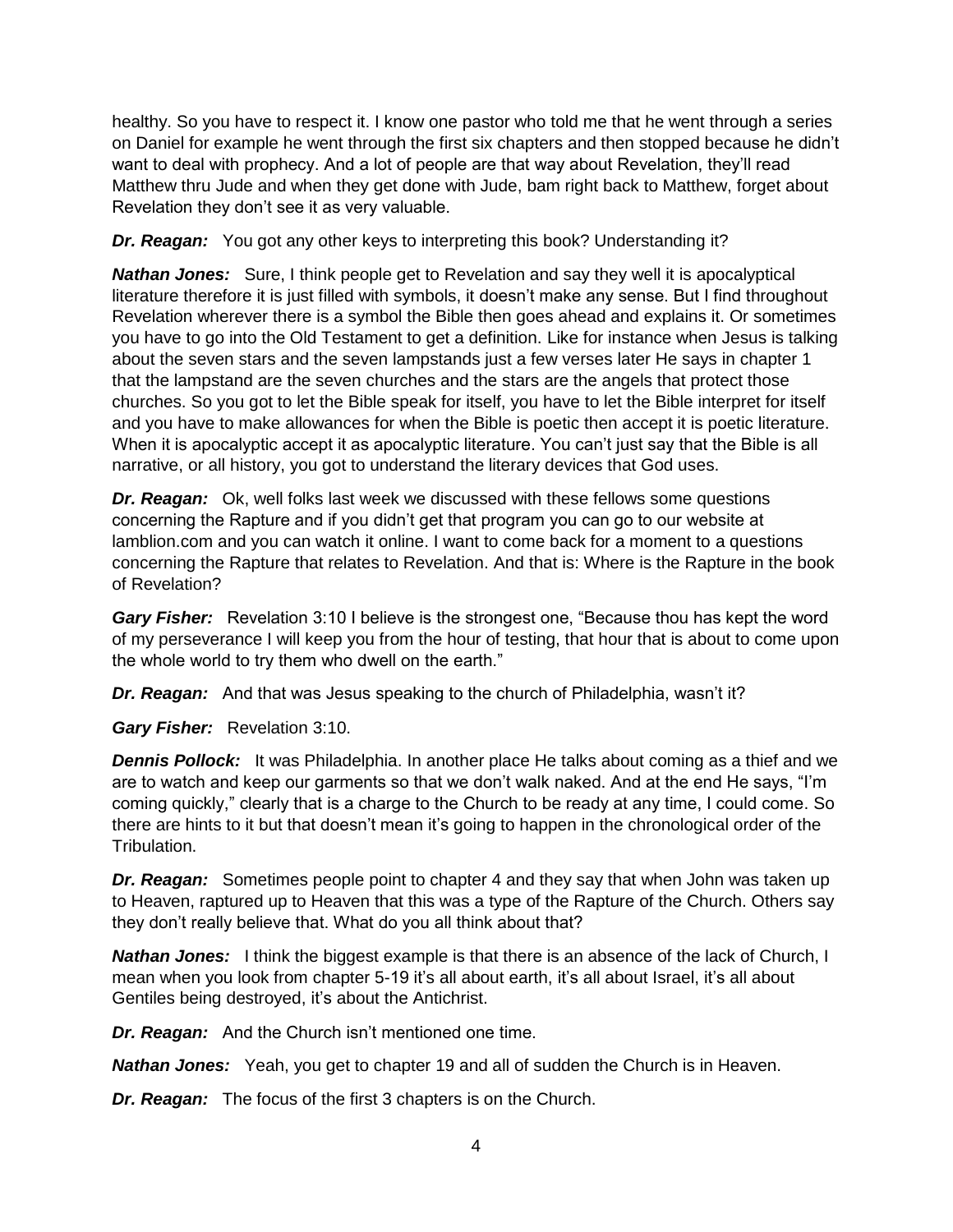healthy. So you have to respect it. I know one pastor who told me that he went through a series on Daniel for example he went through the first six chapters and then stopped because he didn't want to deal with prophecy. And a lot of people are that way about Revelation, they'll read Matthew thru Jude and when they get done with Jude, bam right back to Matthew, forget about Revelation they don't see it as very valuable.

***Dr. Reagan:*** You got any other keys to interpreting this book? Understanding it?

***Nathan Jones:*** Sure, I think people get to Revelation and say they well it is apocalyptical literature therefore it is just filled with symbols, it doesn't make any sense. But I find throughout Revelation wherever there is a symbol the Bible then goes ahead and explains it. Or sometimes you have to go into the Old Testament to get a definition. Like for instance when Jesus is talking about the seven stars and the seven lampstands just a few verses later He says in chapter 1 that the lampstand are the seven churches and the stars are the angels that protect those churches. So you got to let the Bible speak for itself, you have to let the Bible interpret for itself and you have to make allowances for when the Bible is poetic then accept it is poetic literature. When it is apocalyptic accept it as apocalyptic literature. You can't just say that the Bible is all narrative, or all history, you got to understand the literary devices that God uses.

***Dr. Reagan:*** Ok, well folks last week we discussed with these fellows some questions concerning the Rapture and if you didn't get that program you can go to our website at lamblion.com and you can watch it online. I want to come back for a moment to a questions concerning the Rapture that relates to Revelation. And that is: Where is the Rapture in the book of Revelation?

***Gary Fisher:*** Revelation 3:10 I believe is the strongest one, "Because thou has kept the word of my perseverance I will keep you from the hour of testing, that hour that is about to come upon the whole world to try them who dwell on the earth."

***Dr. Reagan:*** And that was Jesus speaking to the church of Philadelphia, wasn't it?

***Gary Fisher:*** Revelation 3:10.

***Dennis Pollock:*** It was Philadelphia. In another place He talks about coming as a thief and we are to watch and keep our garments so that we don't walk naked. And at the end He says, "I'm coming quickly," clearly that is a charge to the Church to be ready at any time, I could come. So there are hints to it but that doesn't mean it's going to happen in the chronological order of the Tribulation.

***Dr. Reagan:*** Sometimes people point to chapter 4 and they say that when John was taken up to Heaven, raptured up to Heaven that this was a type of the Rapture of the Church. Others say they don't really believe that. What do you all think about that?

***Nathan Jones:*** I think the biggest example is that there is an absence of the lack of Church, I mean when you look from chapter 5-19 it's all about earth, it's all about Israel, it's all about Gentiles being destroyed, it's about the Antichrist.

***Dr. Reagan:*** And the Church isn't mentioned one time.

***Nathan Jones:*** Yeah, you get to chapter 19 and all of sudden the Church is in Heaven.

***Dr. Reagan:*** The focus of the first 3 chapters is on the Church.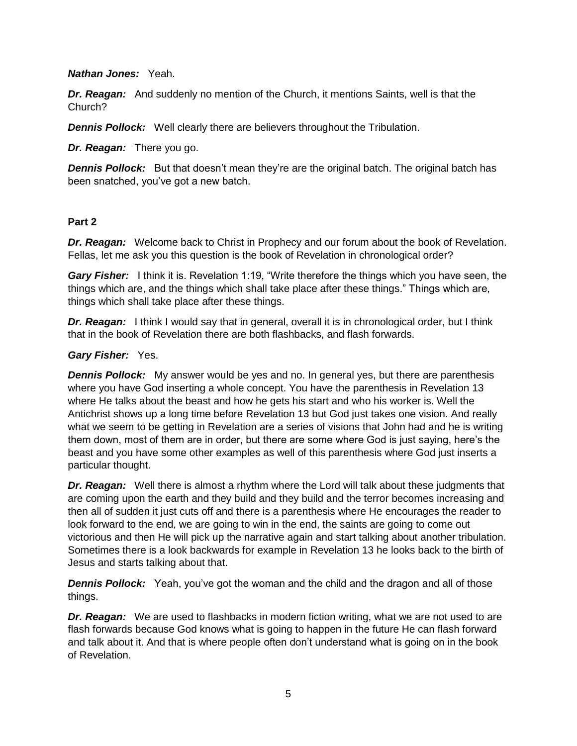***Nathan Jones:*** Yeah.

***Dr. Reagan:*** And suddenly no mention of the Church, it mentions Saints, well is that the Church?

***Dennis Pollock:*** Well clearly there are believers throughout the Tribulation.

***Dr. Reagan:*** There you go.

***Dennis Pollock:*** But that doesn't mean they're are the original batch. The original batch has been snatched, you've got a new batch.

**Part 2**

***Dr. Reagan:*** Welcome back to Christ in Prophecy and our forum about the book of Revelation. Fellas, let me ask you this question is the book of Revelation in chronological order?

***Gary Fisher:*** I think it is. Revelation 1:19, "Write therefore the things which you have seen, the things which are, and the things which shall take place after these things." Things which are, things which shall take place after these things.

***Dr. Reagan:*** I think I would say that in general, overall it is in chronological order, but I think that in the book of Revelation there are both flashbacks, and flash forwards.

***Gary Fisher:*** Yes.

***Dennis Pollock:*** My answer would be yes and no. In general yes, but there are parenthesis where you have God inserting a whole concept. You have the parenthesis in Revelation 13 where He talks about the beast and how he gets his start and who his worker is. Well the Antichrist shows up a long time before Revelation 13 but God just takes one vision. And really what we seem to be getting in Revelation are a series of visions that John had and he is writing them down, most of them are in order, but there are some where God is just saying, here's the beast and you have some other examples as well of this parenthesis where God just inserts a particular thought.

***Dr. Reagan:*** Well there is almost a rhythm where the Lord will talk about these judgments that are coming upon the earth and they build and they build and the terror becomes increasing and then all of sudden it just cuts off and there is a parenthesis where He encourages the reader to look forward to the end, we are going to win in the end, the saints are going to come out victorious and then He will pick up the narrative again and start talking about another tribulation. Sometimes there is a look backwards for example in Revelation 13 he looks back to the birth of Jesus and starts talking about that.

***Dennis Pollock:*** Yeah, you've got the woman and the child and the dragon and all of those things.

***Dr. Reagan:*** We are used to flashbacks in modern fiction writing, what we are not used to are flash forwards because God knows what is going to happen in the future He can flash forward and talk about it. And that is where people often don't understand what is going on in the book of Revelation.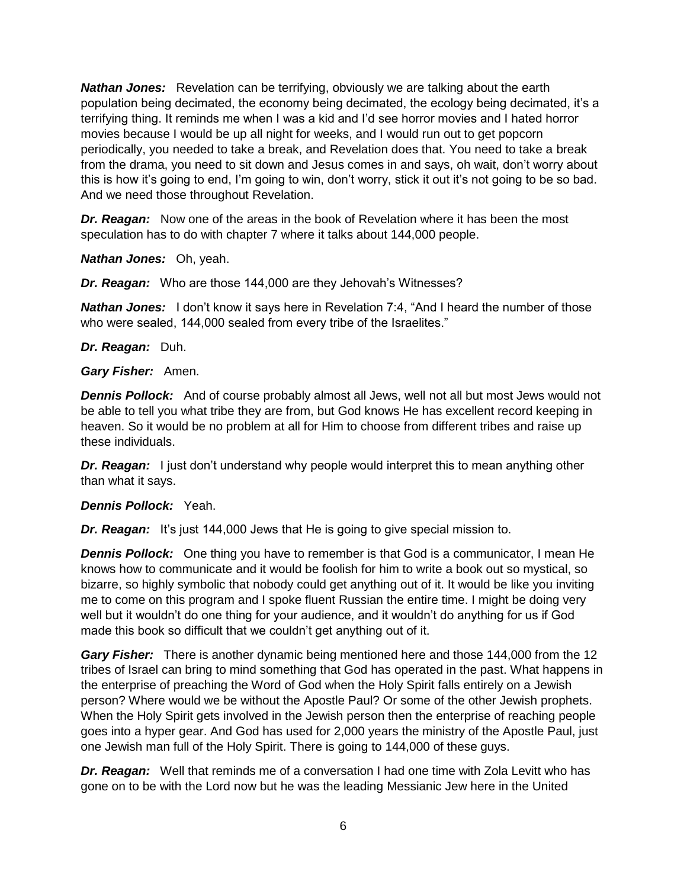***Nathan Jones:*** Revelation can be terrifying, obviously we are talking about the earth population being decimated, the economy being decimated, the ecology being decimated, it's a terrifying thing. It reminds me when I was a kid and I'd see horror movies and I hated horror movies because I would be up all night for weeks, and I would run out to get popcorn periodically, you needed to take a break, and Revelation does that. You need to take a break from the drama, you need to sit down and Jesus comes in and says, oh wait, don't worry about this is how it's going to end, I'm going to win, don't worry, stick it out it's not going to be so bad. And we need those throughout Revelation.

***Dr. Reagan:*** Now one of the areas in the book of Revelation where it has been the most speculation has to do with chapter 7 where it talks about 144,000 people.

***Nathan Jones:*** Oh, yeah.

***Dr. Reagan:*** Who are those 144,000 are they Jehovah's Witnesses?

***Nathan Jones:*** I don't know it says here in Revelation 7:4, "And I heard the number of those who were sealed, 144,000 sealed from every tribe of the Israelites."

***Dr. Reagan:*** Duh.

***Gary Fisher:*** Amen.

***Dennis Pollock:*** And of course probably almost all Jews, well not all but most Jews would not be able to tell you what tribe they are from, but God knows He has excellent record keeping in heaven. So it would be no problem at all for Him to choose from different tribes and raise up these individuals.

***Dr. Reagan:*** I just don't understand why people would interpret this to mean anything other than what it says.

***Dennis Pollock:*** Yeah.

***Dr. Reagan:*** It's just 144,000 Jews that He is going to give special mission to.

***Dennis Pollock:*** One thing you have to remember is that God is a communicator, I mean He knows how to communicate and it would be foolish for him to write a book out so mystical, so bizarre, so highly symbolic that nobody could get anything out of it. It would be like you inviting me to come on this program and I spoke fluent Russian the entire time. I might be doing very well but it wouldn't do one thing for your audience, and it wouldn't do anything for us if God made this book so difficult that we couldn't get anything out of it.

***Gary Fisher:*** There is another dynamic being mentioned here and those 144,000 from the 12 tribes of Israel can bring to mind something that God has operated in the past. What happens in the enterprise of preaching the Word of God when the Holy Spirit falls entirely on a Jewish person? Where would we be without the Apostle Paul? Or some of the other Jewish prophets. When the Holy Spirit gets involved in the Jewish person then the enterprise of reaching people goes into a hyper gear. And God has used for 2,000 years the ministry of the Apostle Paul, just one Jewish man full of the Holy Spirit. There is going to 144,000 of these guys.

***Dr. Reagan:*** Well that reminds me of a conversation I had one time with Zola Levitt who has gone on to be with the Lord now but he was the leading Messianic Jew here in the United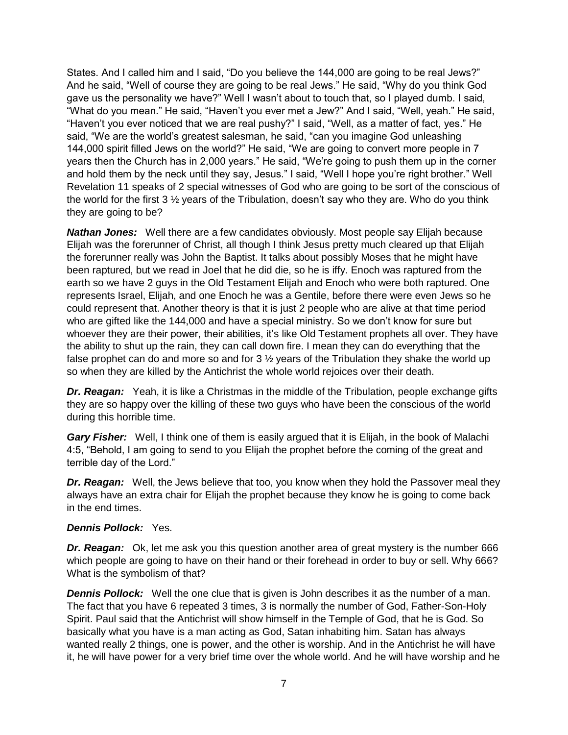States. And I called him and I said, "Do you believe the 144,000 are going to be real Jews?" And he said, "Well of course they are going to be real Jews." He said, "Why do you think God gave us the personality we have?" Well I wasn't about to touch that, so I played dumb. I said, "What do you mean." He said, "Haven't you ever met a Jew?" And I said, "Well, yeah." He said, "Haven't you ever noticed that we are real pushy?" I said, "Well, as a matter of fact, yes." He said, "We are the world's greatest salesman, he said, "can you imagine God unleashing 144,000 spirit filled Jews on the world?" He said, "We are going to convert more people in 7 years then the Church has in 2,000 years." He said, "We're going to push them up in the corner and hold them by the neck until they say, Jesus." I said, "Well I hope you're right brother." Well Revelation 11 speaks of 2 special witnesses of God who are going to be sort of the conscious of the world for the first 3 ½ years of the Tribulation, doesn't say who they are. Who do you think they are going to be?

***Nathan Jones:*** Well there are a few candidates obviously. Most people say Elijah because Elijah was the forerunner of Christ, all though I think Jesus pretty much cleared up that Elijah the forerunner really was John the Baptist. It talks about possibly Moses that he might have been raptured, but we read in Joel that he did die, so he is iffy. Enoch was raptured from the earth so we have 2 guys in the Old Testament Elijah and Enoch who were both raptured. One represents Israel, Elijah, and one Enoch he was a Gentile, before there were even Jews so he could represent that. Another theory is that it is just 2 people who are alive at that time period who are gifted like the 144,000 and have a special ministry. So we don't know for sure but whoever they are their power, their abilities, it's like Old Testament prophets all over. They have the ability to shut up the rain, they can call down fire. I mean they can do everything that the false prophet can do and more so and for 3 ½ years of the Tribulation they shake the world up so when they are killed by the Antichrist the whole world rejoices over their death.

***Dr. Reagan:*** Yeah, it is like a Christmas in the middle of the Tribulation, people exchange gifts they are so happy over the killing of these two guys who have been the conscious of the world during this horrible time.

***Gary Fisher:*** Well, I think one of them is easily argued that it is Elijah, in the book of Malachi 4:5, "Behold, I am going to send to you Elijah the prophet before the coming of the great and terrible day of the Lord."

***Dr. Reagan:*** Well, the Jews believe that too, you know when they hold the Passover meal they always have an extra chair for Elijah the prophet because they know he is going to come back in the end times.

***Dennis Pollock:*** Yes.

***Dr. Reagan:*** Ok, let me ask you this question another area of great mystery is the number 666 which people are going to have on their hand or their forehead in order to buy or sell. Why 666? What is the symbolism of that?

***Dennis Pollock:*** Well the one clue that is given is John describes it as the number of a man. The fact that you have 6 repeated 3 times, 3 is normally the number of God, Father-Son-Holy Spirit. Paul said that the Antichrist will show himself in the Temple of God, that he is God. So basically what you have is a man acting as God, Satan inhabiting him. Satan has always wanted really 2 things, one is power, and the other is worship. And in the Antichrist he will have it, he will have power for a very brief time over the whole world. And he will have worship and he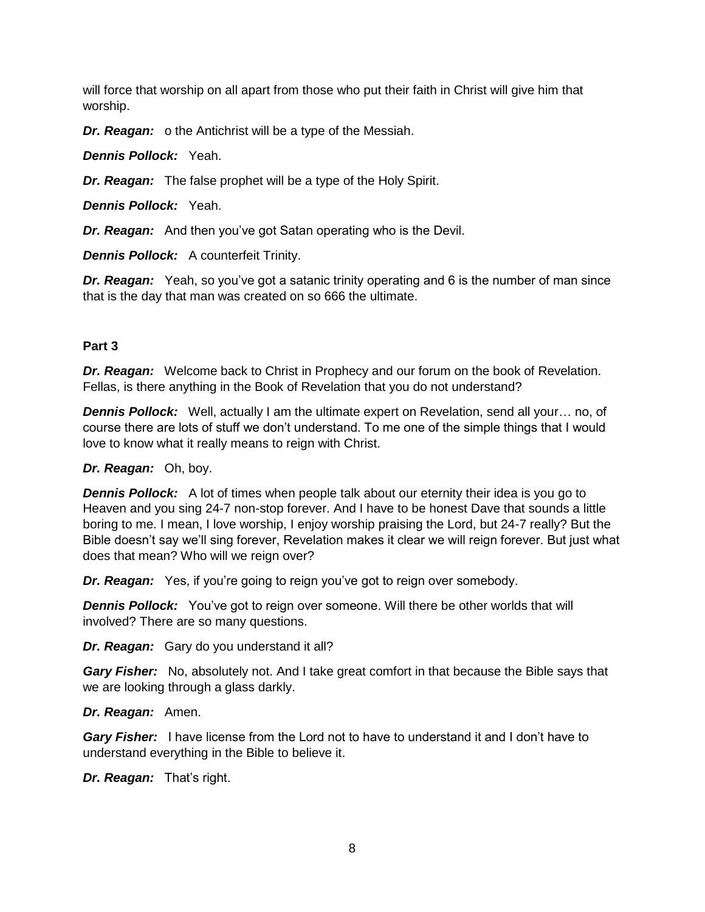will force that worship on all apart from those who put their faith in Christ will give him that worship.

***Dr. Reagan:*** o the Antichrist will be a type of the Messiah.

***Dennis Pollock:*** Yeah.

***Dr. Reagan:*** The false prophet will be a type of the Holy Spirit.

***Dennis Pollock:*** Yeah.

***Dr. Reagan:*** And then you've got Satan operating who is the Devil.

***Dennis Pollock:*** A counterfeit Trinity.

***Dr. Reagan:*** Yeah, so you've got a satanic trinity operating and 6 is the number of man since that is the day that man was created on so 666 the ultimate.

**Part 3**

***Dr. Reagan:*** Welcome back to Christ in Prophecy and our forum on the book of Revelation. Fellas, is there anything in the Book of Revelation that you do not understand?

***Dennis Pollock:*** Well, actually I am the ultimate expert on Revelation, send all your… no, of course there are lots of stuff we don't understand. To me one of the simple things that I would love to know what it really means to reign with Christ.

***Dr. Reagan:*** Oh, boy.

***Dennis Pollock:*** A lot of times when people talk about our eternity their idea is you go to Heaven and you sing 24-7 non-stop forever. And I have to be honest Dave that sounds a little boring to me. I mean, I love worship, I enjoy worship praising the Lord, but 24-7 really? But the Bible doesn't say we'll sing forever, Revelation makes it clear we will reign forever. But just what does that mean? Who will we reign over?

***Dr. Reagan:*** Yes, if you're going to reign you've got to reign over somebody.

***Dennis Pollock:*** You've got to reign over someone. Will there be other worlds that will involved? There are so many questions.

***Dr. Reagan:*** Gary do you understand it all?

***Gary Fisher:*** No, absolutely not. And I take great comfort in that because the Bible says that we are looking through a glass darkly.

***Dr. Reagan:*** Amen.

***Gary Fisher:*** I have license from the Lord not to have to understand it and I don't have to understand everything in the Bible to believe it.

***Dr. Reagan:*** That's right.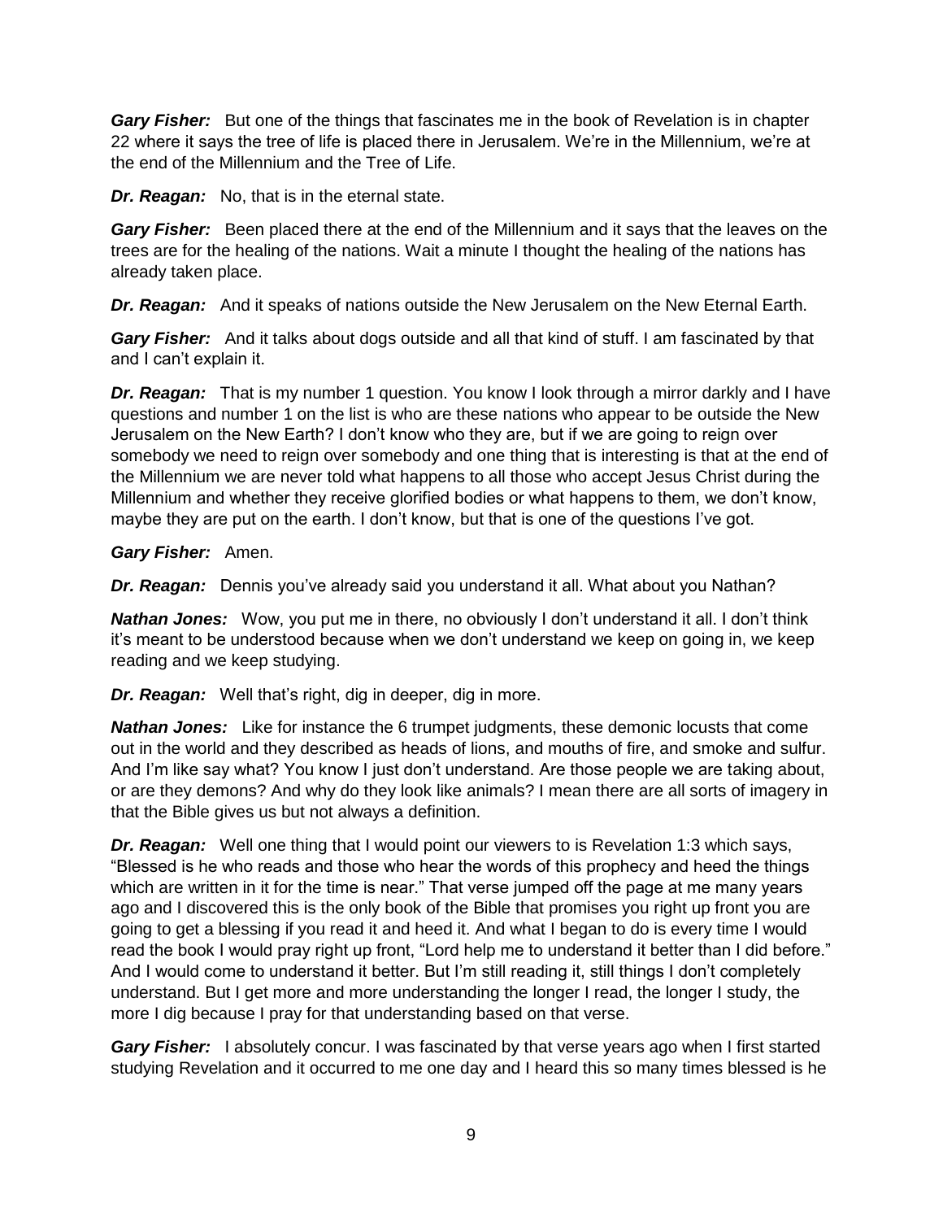***Gary Fisher:*** But one of the things that fascinates me in the book of Revelation is in chapter 22 where it says the tree of life is placed there in Jerusalem. We're in the Millennium, we're at the end of the Millennium and the Tree of Life.

***Dr. Reagan:*** No, that is in the eternal state.

***Gary Fisher:*** Been placed there at the end of the Millennium and it says that the leaves on the trees are for the healing of the nations. Wait a minute I thought the healing of the nations has already taken place.

***Dr. Reagan:*** And it speaks of nations outside the New Jerusalem on the New Eternal Earth.

***Gary Fisher:*** And it talks about dogs outside and all that kind of stuff. I am fascinated by that and I can't explain it.

***Dr. Reagan:*** That is my number 1 question. You know I look through a mirror darkly and I have questions and number 1 on the list is who are these nations who appear to be outside the New Jerusalem on the New Earth? I don't know who they are, but if we are going to reign over somebody we need to reign over somebody and one thing that is interesting is that at the end of the Millennium we are never told what happens to all those who accept Jesus Christ during the Millennium and whether they receive glorified bodies or what happens to them, we don't know, maybe they are put on the earth. I don't know, but that is one of the questions I've got.

***Gary Fisher:*** Amen.

***Dr. Reagan:*** Dennis you've already said you understand it all. What about you Nathan?

***Nathan Jones:*** Wow, you put me in there, no obviously I don't understand it all. I don't think it's meant to be understood because when we don't understand we keep on going in, we keep reading and we keep studying.

***Dr. Reagan:*** Well that's right, dig in deeper, dig in more.

***Nathan Jones:*** Like for instance the 6 trumpet judgments, these demonic locusts that come out in the world and they described as heads of lions, and mouths of fire, and smoke and sulfur. And I'm like say what? You know I just don't understand. Are those people we are taking about, or are they demons? And why do they look like animals? I mean there are all sorts of imagery in that the Bible gives us but not always a definition.

***Dr. Reagan:*** Well one thing that I would point our viewers to is Revelation 1:3 which says, "Blessed is he who reads and those who hear the words of this prophecy and heed the things which are written in it for the time is near." That verse jumped off the page at me many years ago and I discovered this is the only book of the Bible that promises you right up front you are going to get a blessing if you read it and heed it. And what I began to do is every time I would read the book I would pray right up front, "Lord help me to understand it better than I did before." And I would come to understand it better. But I'm still reading it, still things I don't completely understand. But I get more and more understanding the longer I read, the longer I study, the more I dig because I pray for that understanding based on that verse.

***Gary Fisher:*** I absolutely concur. I was fascinated by that verse years ago when I first started studying Revelation and it occurred to me one day and I heard this so many times blessed is he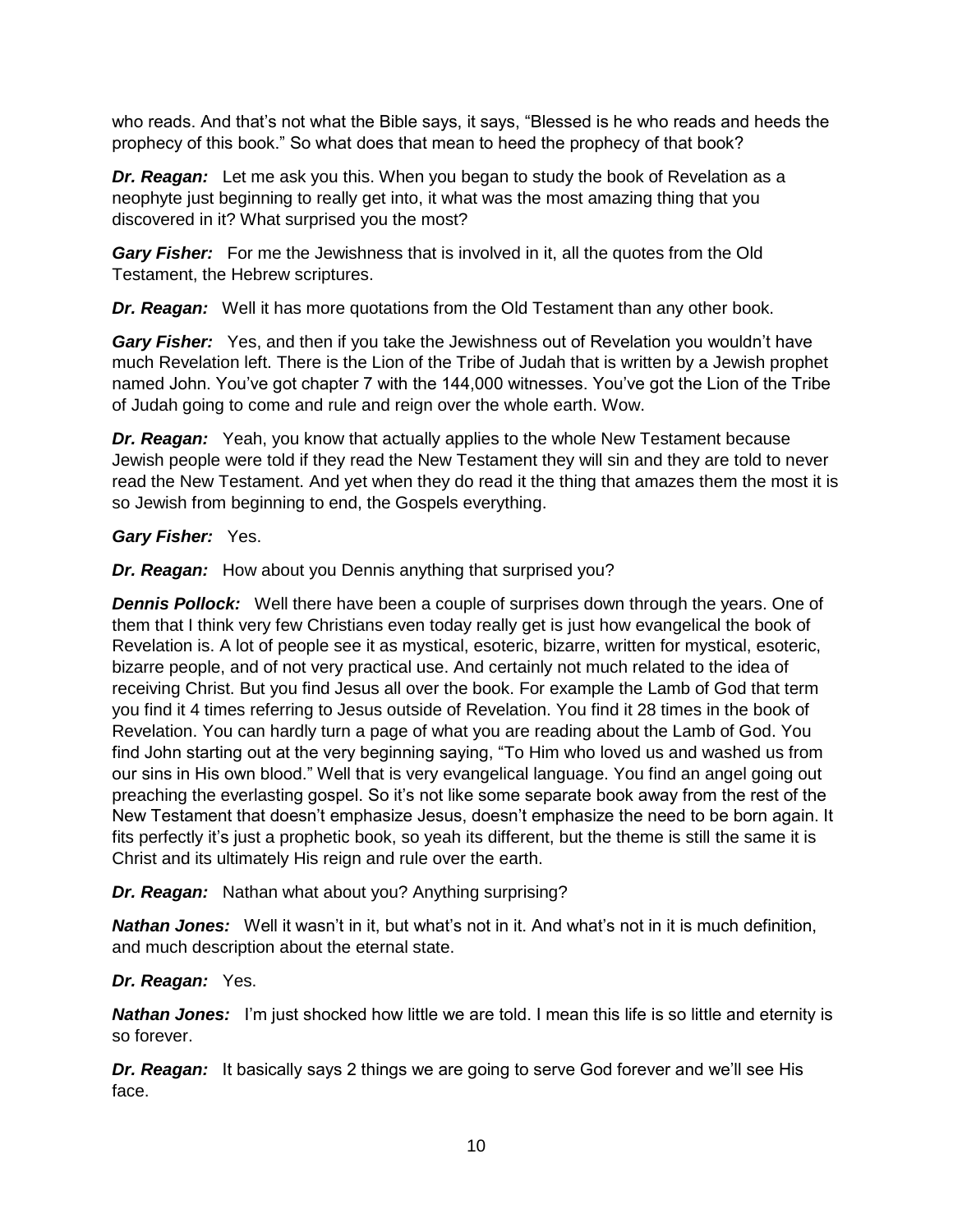who reads. And that's not what the Bible says, it says, "Blessed is he who reads and heeds the prophecy of this book." So what does that mean to heed the prophecy of that book?

***Dr. Reagan:*** Let me ask you this. When you began to study the book of Revelation as a neophyte just beginning to really get into, it what was the most amazing thing that you discovered in it? What surprised you the most?

***Gary Fisher:*** For me the Jewishness that is involved in it, all the quotes from the Old Testament, the Hebrew scriptures.

***Dr. Reagan:*** Well it has more quotations from the Old Testament than any other book.

***Gary Fisher:*** Yes, and then if you take the Jewishness out of Revelation you wouldn't have much Revelation left. There is the Lion of the Tribe of Judah that is written by a Jewish prophet named John. You've got chapter 7 with the 144,000 witnesses. You've got the Lion of the Tribe of Judah going to come and rule and reign over the whole earth. Wow.

***Dr. Reagan:*** Yeah, you know that actually applies to the whole New Testament because Jewish people were told if they read the New Testament they will sin and they are told to never read the New Testament. And yet when they do read it the thing that amazes them the most it is so Jewish from beginning to end, the Gospels everything.

***Gary Fisher:*** Yes.

***Dr. Reagan:*** How about you Dennis anything that surprised you?

***Dennis Pollock:*** Well there have been a couple of surprises down through the years. One of them that I think very few Christians even today really get is just how evangelical the book of Revelation is. A lot of people see it as mystical, esoteric, bizarre, written for mystical, esoteric, bizarre people, and of not very practical use. And certainly not much related to the idea of receiving Christ. But you find Jesus all over the book. For example the Lamb of God that term you find it 4 times referring to Jesus outside of Revelation. You find it 28 times in the book of Revelation. You can hardly turn a page of what you are reading about the Lamb of God. You find John starting out at the very beginning saying, "To Him who loved us and washed us from our sins in His own blood." Well that is very evangelical language. You find an angel going out preaching the everlasting gospel. So it's not like some separate book away from the rest of the New Testament that doesn't emphasize Jesus, doesn't emphasize the need to be born again. It fits perfectly it's just a prophetic book, so yeah its different, but the theme is still the same it is Christ and its ultimately His reign and rule over the earth.

***Dr. Reagan:*** Nathan what about you? Anything surprising?

***Nathan Jones:*** Well it wasn't in it, but what's not in it. And what's not in it is much definition, and much description about the eternal state.

***Dr. Reagan:*** Yes.

***Nathan Jones:*** I'm just shocked how little we are told. I mean this life is so little and eternity is so forever.

***Dr. Reagan:*** It basically says 2 things we are going to serve God forever and we'll see His face.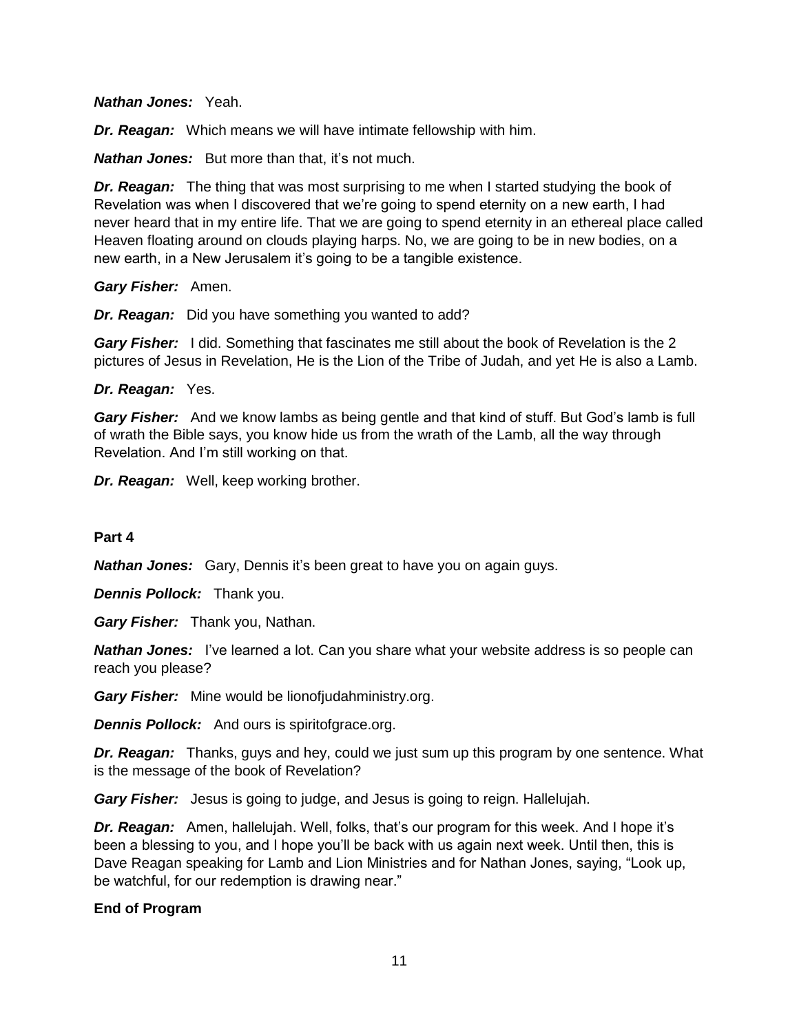***Nathan Jones:*** Yeah.

***Dr. Reagan:*** Which means we will have intimate fellowship with him.

***Nathan Jones:*** But more than that, it's not much.

***Dr. Reagan:*** The thing that was most surprising to me when I started studying the book of Revelation was when I discovered that we're going to spend eternity on a new earth, I had never heard that in my entire life. That we are going to spend eternity in an ethereal place called Heaven floating around on clouds playing harps. No, we are going to be in new bodies, on a new earth, in a New Jerusalem it's going to be a tangible existence.

***Gary Fisher:*** Amen.

***Dr. Reagan:*** Did you have something you wanted to add?

***Gary Fisher:*** I did. Something that fascinates me still about the book of Revelation is the 2 pictures of Jesus in Revelation, He is the Lion of the Tribe of Judah, and yet He is also a Lamb.

***Dr. Reagan:*** Yes.

***Gary Fisher:*** And we know lambs as being gentle and that kind of stuff. But God's lamb is full of wrath the Bible says, you know hide us from the wrath of the Lamb, all the way through Revelation. And I'm still working on that.

***Dr. Reagan:*** Well, keep working brother.

**Part 4**

***Nathan Jones:*** Gary, Dennis it's been great to have you on again guys.

***Dennis Pollock:*** Thank you.

***Gary Fisher:*** Thank you, Nathan.

***Nathan Jones:*** I've learned a lot. Can you share what your website address is so people can reach you please?

***Gary Fisher:*** Mine would be lionofjudahministry.org.

***Dennis Pollock:*** And ours is spiritofgrace.org.

***Dr. Reagan:*** Thanks, guys and hey, could we just sum up this program by one sentence. What is the message of the book of Revelation?

***Gary Fisher:*** Jesus is going to judge, and Jesus is going to reign. Hallelujah.

***Dr. Reagan:*** Amen, hallelujah. Well, folks, that's our program for this week. And I hope it's been a blessing to you, and I hope you'll be back with us again next week. Until then, this is Dave Reagan speaking for Lamb and Lion Ministries and for Nathan Jones, saying, "Look up, be watchful, for our redemption is drawing near."

**End of Program**